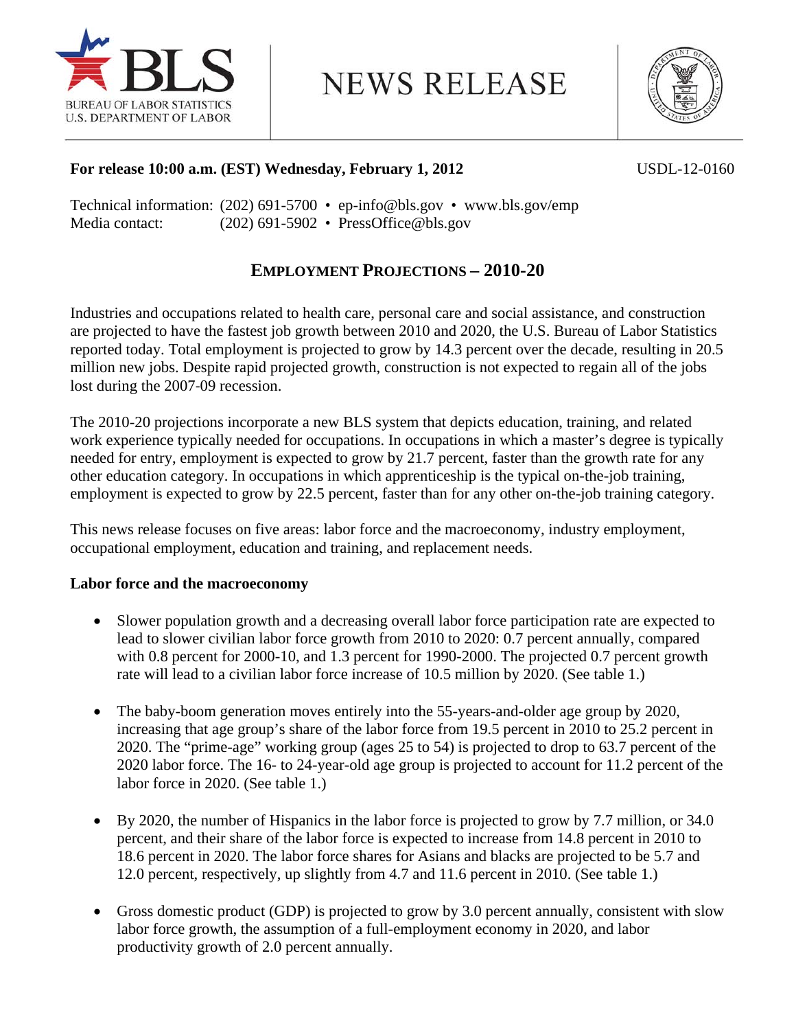NEWS RELEASE

BUREAU OF LABOR STATISTICS
U.S. DEPARTMENT OF LABOR

**For release 10:00 a.m. (EST) Wednesday, February 1, 2012** USDL-12-0160

Technical information: (202) 691-5700 • ep-info@bls.gov • www.bls.gov/emp
Media contact: (202) 691-5902 • PressOffice@bls.gov

# EMPLOYMENT PROJECTIONS – 2010-20

Industries and occupations related to health care, personal care and social assistance, and construction are projected to have the fastest job growth between 2010 and 2020, the U.S. Bureau of Labor Statistics reported today. Total employment is projected to grow by 14.3 percent over the decade, resulting in 20.5 million new jobs. Despite rapid projected growth, construction is not expected to regain all of the jobs lost during the 2007-09 recession.

The 2010-20 projections incorporate a new BLS system that depicts education, training, and related work experience typically needed for occupations. In occupations in which a master's degree is typically needed for entry, employment is expected to grow by 21.7 percent, faster than the growth rate for any other education category. In occupations in which apprenticeship is the typical on-the-job training, employment is expected to grow by 22.5 percent, faster than for any other on-the-job training category.

This news release focuses on five areas: labor force and the macroeconomy, industry employment, occupational employment, education and training, and replacement needs.

## Labor force and the macroeconomy

- Slower population growth and a decreasing overall labor force participation rate are expected to lead to slower civilian labor force growth from 2010 to 2020: 0.7 percent annually, compared with 0.8 percent for 2000-10, and 1.3 percent for 1990-2000. The projected 0.7 percent growth rate will lead to a civilian labor force increase of 10.5 million by 2020. (See table 1.)

- The baby-boom generation moves entirely into the 55-years-and-older age group by 2020, increasing that age group's share of the labor force from 19.5 percent in 2010 to 25.2 percent in 2020. The "prime-age" working group (ages 25 to 54) is projected to drop to 63.7 percent of the 2020 labor force. The 16- to 24-year-old age group is projected to account for 11.2 percent of the labor force in 2020. (See table 1.)

- By 2020, the number of Hispanics in the labor force is projected to grow by 7.7 million, or 34.0 percent, and their share of the labor force is expected to increase from 14.8 percent in 2010 to 18.6 percent in 2020. The labor force shares for Asians and blacks are projected to be 5.7 and 12.0 percent, respectively, up slightly from 4.7 and 11.6 percent in 2010. (See table 1.)

- Gross domestic product (GDP) is projected to grow by 3.0 percent annually, consistent with slow labor force growth, the assumption of a full-employment economy in 2020, and labor productivity growth of 2.0 percent annually.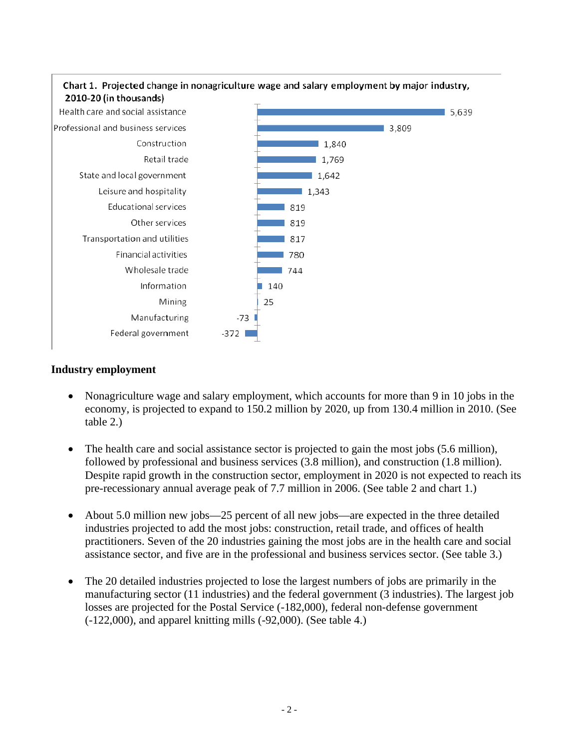**Chart 1. Projected change in nonagriculture wage and salary employment by major industry, 2010-20 (in thousands)**

| Industry | Change |
|---|---|
| Health care and social assistance | 5,639 |
| Professional and business services | 3,809 |
| Construction | 1,840 |
| Retail trade | 1,769 |
| State and local government | 1,642 |
| Leisure and hospitality | 1,343 |
| Educational services | 819 |
| Other services | 819 |
| Transportation and utilities | 817 |
| Financial activities | 780 |
| Wholesale trade | 744 |
| Information | 140 |
| Mining | 25 |
| Manufacturing | -73 |
| Federal government | -372 |

## Industry employment

- Nonagriculture wage and salary employment, which accounts for more than 9 in 10 jobs in the economy, is projected to expand to 150.2 million by 2020, up from 130.4 million in 2010. (See table 2.)

- The health care and social assistance sector is projected to gain the most jobs (5.6 million), followed by professional and business services (3.8 million), and construction (1.8 million). Despite rapid growth in the construction sector, employment in 2020 is not expected to reach its pre-recessionary annual average peak of 7.7 million in 2006. (See table 2 and chart 1.)

- About 5.0 million new jobs—25 percent of all new jobs—are expected in the three detailed industries projected to add the most jobs: construction, retail trade, and offices of health practitioners. Seven of the 20 industries gaining the most jobs are in the health care and social assistance sector, and five are in the professional and business services sector. (See table 3.)

- The 20 detailed industries projected to lose the largest numbers of jobs are primarily in the manufacturing sector (11 industries) and the federal government (3 industries). The largest job losses are projected for the Postal Service (-182,000), federal non-defense government (-122,000), and apparel knitting mills (-92,000). (See table 4.)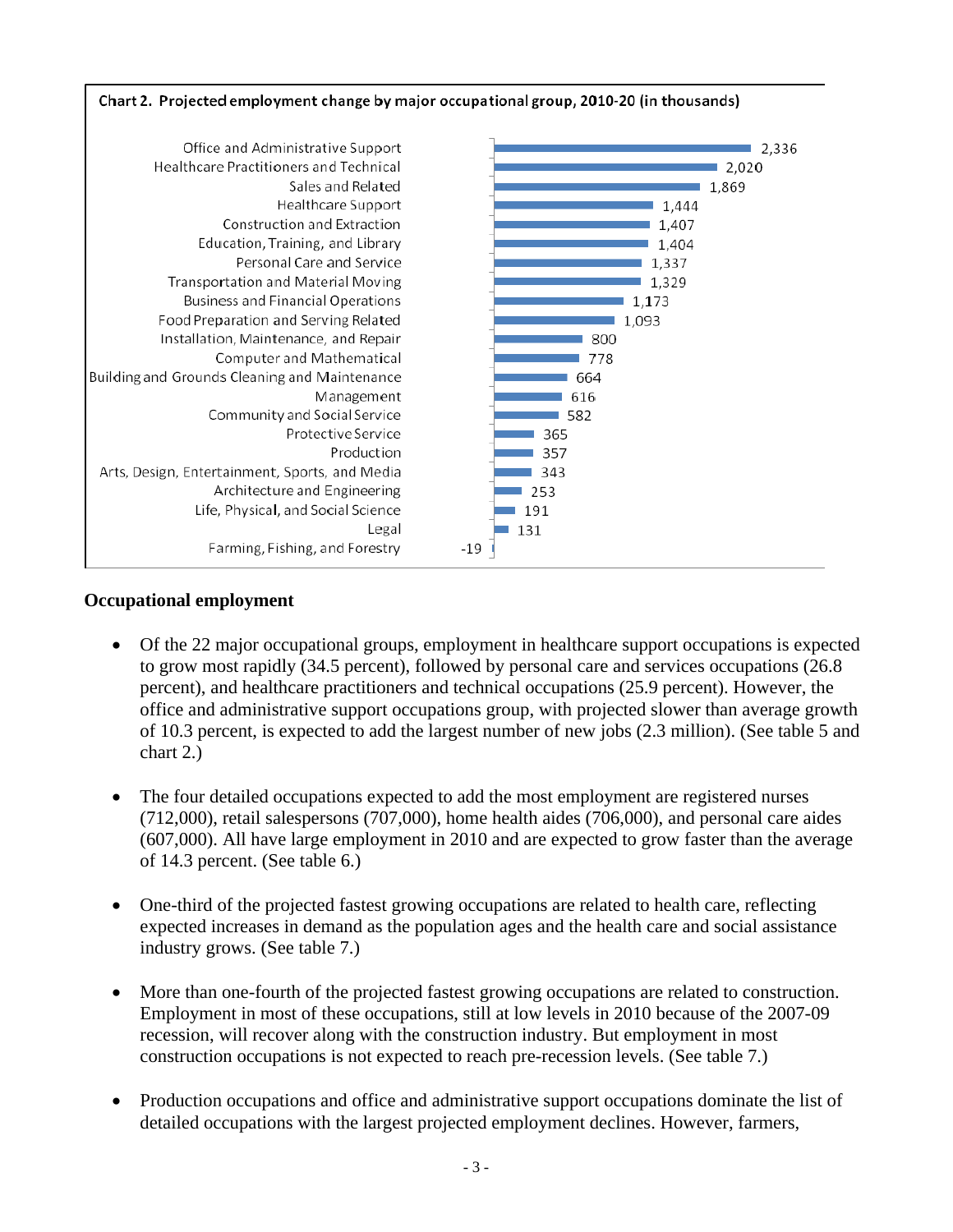**Chart 2. Projected employment change by major occupational group, 2010-20 (in thousands)**

| Occupational group | Change (thousands) |
|---|---|
| Office and Administrative Support | 2,336 |
| Healthcare Practitioners and Technical | 2,020 |
| Sales and Related | 1,869 |
| Healthcare Support | 1,444 |
| Construction and Extraction | 1,407 |
| Education, Training, and Library | 1,404 |
| Personal Care and Service | 1,337 |
| Transportation and Material Moving | 1,329 |
| Business and Financial Operations | 1,173 |
| Food Preparation and Serving Related | 1,093 |
| Installation, Maintenance, and Repair | 800 |
| Computer and Mathematical | 778 |
| Building and Grounds Cleaning and Maintenance | 664 |
| Management | 616 |
| Community and Social Service | 582 |
| Protective Service | 365 |
| Production | 357 |
| Arts, Design, Entertainment, Sports, and Media | 343 |
| Architecture and Engineering | 253 |
| Life, Physical, and Social Science | 191 |
| Legal | 131 |
| Farming, Fishing, and Forestry | -19 |

## Occupational employment

- Of the 22 major occupational groups, employment in healthcare support occupations is expected to grow most rapidly (34.5 percent), followed by personal care and services occupations (26.8 percent), and healthcare practitioners and technical occupations (25.9 percent). However, the office and administrative support occupations group, with projected slower than average growth of 10.3 percent, is expected to add the largest number of new jobs (2.3 million). (See table 5 and chart 2.)

- The four detailed occupations expected to add the most employment are registered nurses (712,000), retail salespersons (707,000), home health aides (706,000), and personal care aides (607,000). All have large employment in 2010 and are expected to grow faster than the average of 14.3 percent. (See table 6.)

- One-third of the projected fastest growing occupations are related to health care, reflecting expected increases in demand as the population ages and the health care and social assistance industry grows. (See table 7.)

- More than one-fourth of the projected fastest growing occupations are related to construction. Employment in most of these occupations, still at low levels in 2010 because of the 2007-09 recession, will recover along with the construction industry. But employment in most construction occupations is not expected to reach pre-recession levels. (See table 7.)

- Production occupations and office and administrative support occupations dominate the list of detailed occupations with the largest projected employment declines. However, farmers,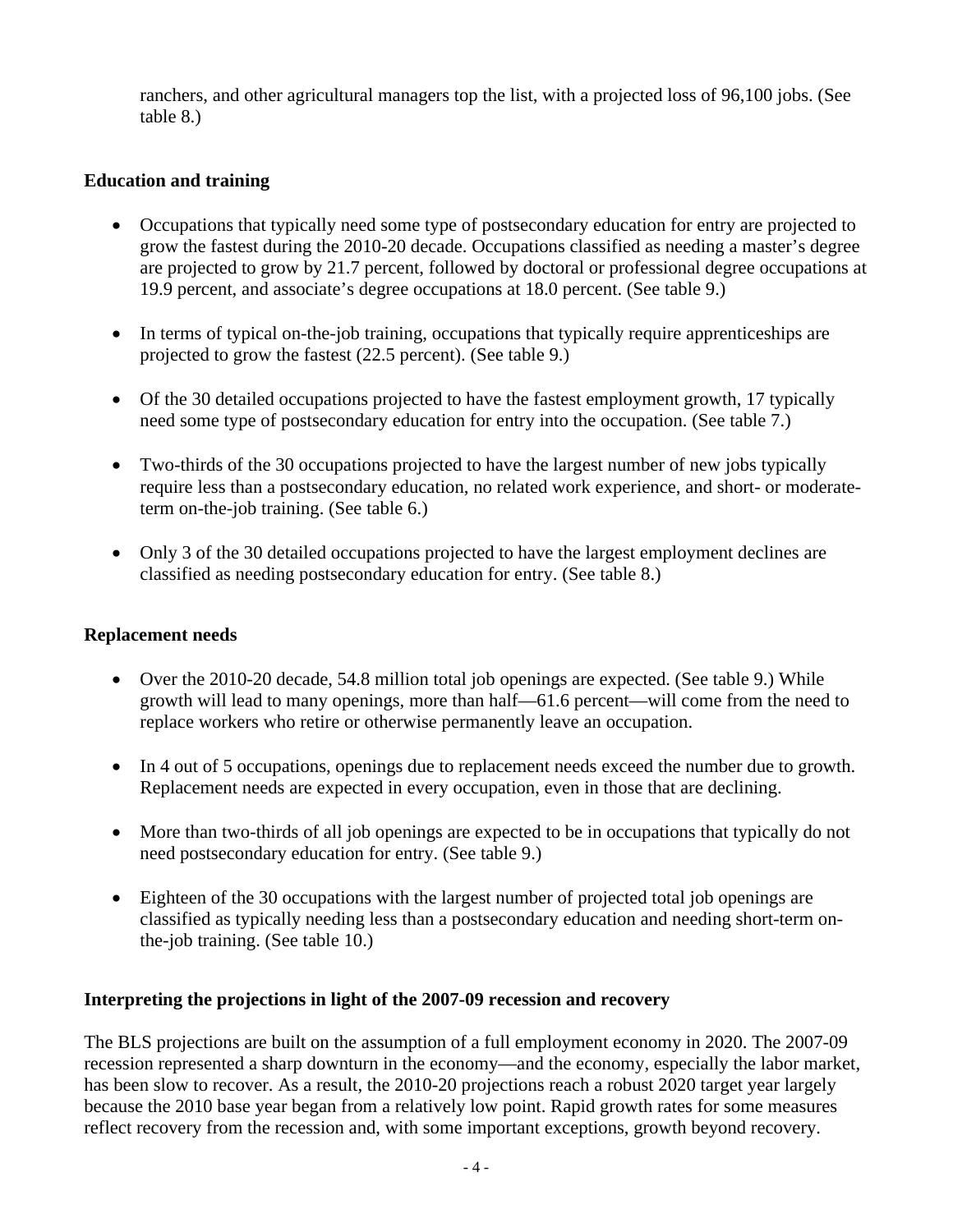ranchers, and other agricultural managers top the list, with a projected loss of 96,100 jobs. (See table 8.)

**Education and training**

- Occupations that typically need some type of postsecondary education for entry are projected to grow the fastest during the 2010-20 decade. Occupations classified as needing a master's degree are projected to grow by 21.7 percent, followed by doctoral or professional degree occupations at 19.9 percent, and associate's degree occupations at 18.0 percent. (See table 9.)

- In terms of typical on-the-job training, occupations that typically require apprenticeships are projected to grow the fastest (22.5 percent). (See table 9.)

- Of the 30 detailed occupations projected to have the fastest employment growth, 17 typically need some type of postsecondary education for entry into the occupation. (See table 7.)

- Two-thirds of the 30 occupations projected to have the largest number of new jobs typically require less than a postsecondary education, no related work experience, and short- or moderate-term on-the-job training. (See table 6.)

- Only 3 of the 30 detailed occupations projected to have the largest employment declines are classified as needing postsecondary education for entry. (See table 8.)

**Replacement needs**

- Over the 2010-20 decade, 54.8 million total job openings are expected. (See table 9.) While growth will lead to many openings, more than half—61.6 percent—will come from the need to replace workers who retire or otherwise permanently leave an occupation.

- In 4 out of 5 occupations, openings due to replacement needs exceed the number due to growth. Replacement needs are expected in every occupation, even in those that are declining.

- More than two-thirds of all job openings are expected to be in occupations that typically do not need postsecondary education for entry. (See table 9.)

- Eighteen of the 30 occupations with the largest number of projected total job openings are classified as typically needing less than a postsecondary education and needing short-term on-the-job training. (See table 10.)

**Interpreting the projections in light of the 2007-09 recession and recovery**

The BLS projections are built on the assumption of a full employment economy in 2020. The 2007-09 recession represented a sharp downturn in the economy—and the economy, especially the labor market, has been slow to recover. As a result, the 2010-20 projections reach a robust 2020 target year largely because the 2010 base year began from a relatively low point. Rapid growth rates for some measures reflect recovery from the recession and, with some important exceptions, growth beyond recovery.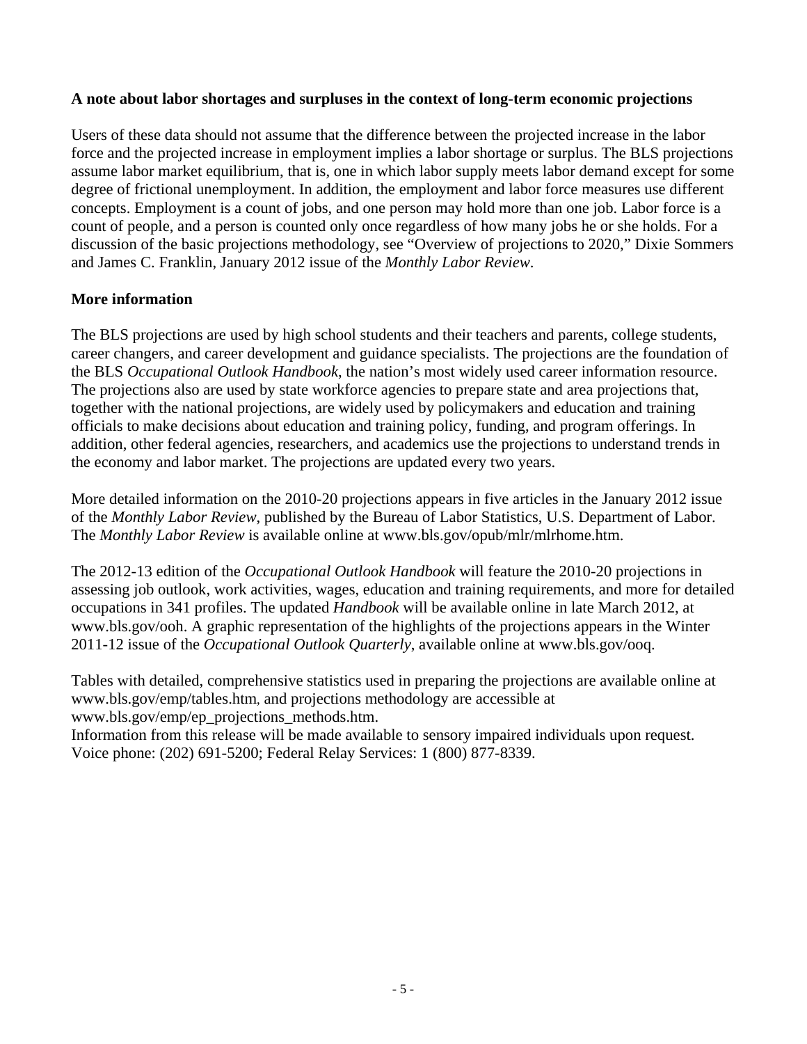**A note about labor shortages and surpluses in the context of long-term economic projections**

Users of these data should not assume that the difference between the projected increase in the labor force and the projected increase in employment implies a labor shortage or surplus. The BLS projections assume labor market equilibrium, that is, one in which labor supply meets labor demand except for some degree of frictional unemployment. In addition, the employment and labor force measures use different concepts. Employment is a count of jobs, and one person may hold more than one job. Labor force is a count of people, and a person is counted only once regardless of how many jobs he or she holds. For a discussion of the basic projections methodology, see "Overview of projections to 2020," Dixie Sommers and James C. Franklin, January 2012 issue of the *Monthly Labor Review*.

**More information**

The BLS projections are used by high school students and their teachers and parents, college students, career changers, and career development and guidance specialists. The projections are the foundation of the BLS *Occupational Outlook Handbook*, the nation's most widely used career information resource. The projections also are used by state workforce agencies to prepare state and area projections that, together with the national projections, are widely used by policymakers and education and training officials to make decisions about education and training policy, funding, and program offerings. In addition, other federal agencies, researchers, and academics use the projections to understand trends in the economy and labor market. The projections are updated every two years.

More detailed information on the 2010-20 projections appears in five articles in the January 2012 issue of the *Monthly Labor Review*, published by the Bureau of Labor Statistics, U.S. Department of Labor. The *Monthly Labor Review* is available online at www.bls.gov/opub/mlr/mlrhome.htm.

The 2012-13 edition of the *Occupational Outlook Handbook* will feature the 2010-20 projections in assessing job outlook, work activities, wages, education and training requirements, and more for detailed occupations in 341 profiles. The updated *Handbook* will be available online in late March 2012, at www.bls.gov/ooh. A graphic representation of the highlights of the projections appears in the Winter 2011-12 issue of the *Occupational Outlook Quarterly*, available online at www.bls.gov/ooq.

Tables with detailed, comprehensive statistics used in preparing the projections are available online at www.bls.gov/emp/tables.htm, and projections methodology are accessible at www.bls.gov/emp/ep_projections_methods.htm.
Information from this release will be made available to sensory impaired individuals upon request. Voice phone: (202) 691-5200; Federal Relay Services: 1 (800) 877-8339.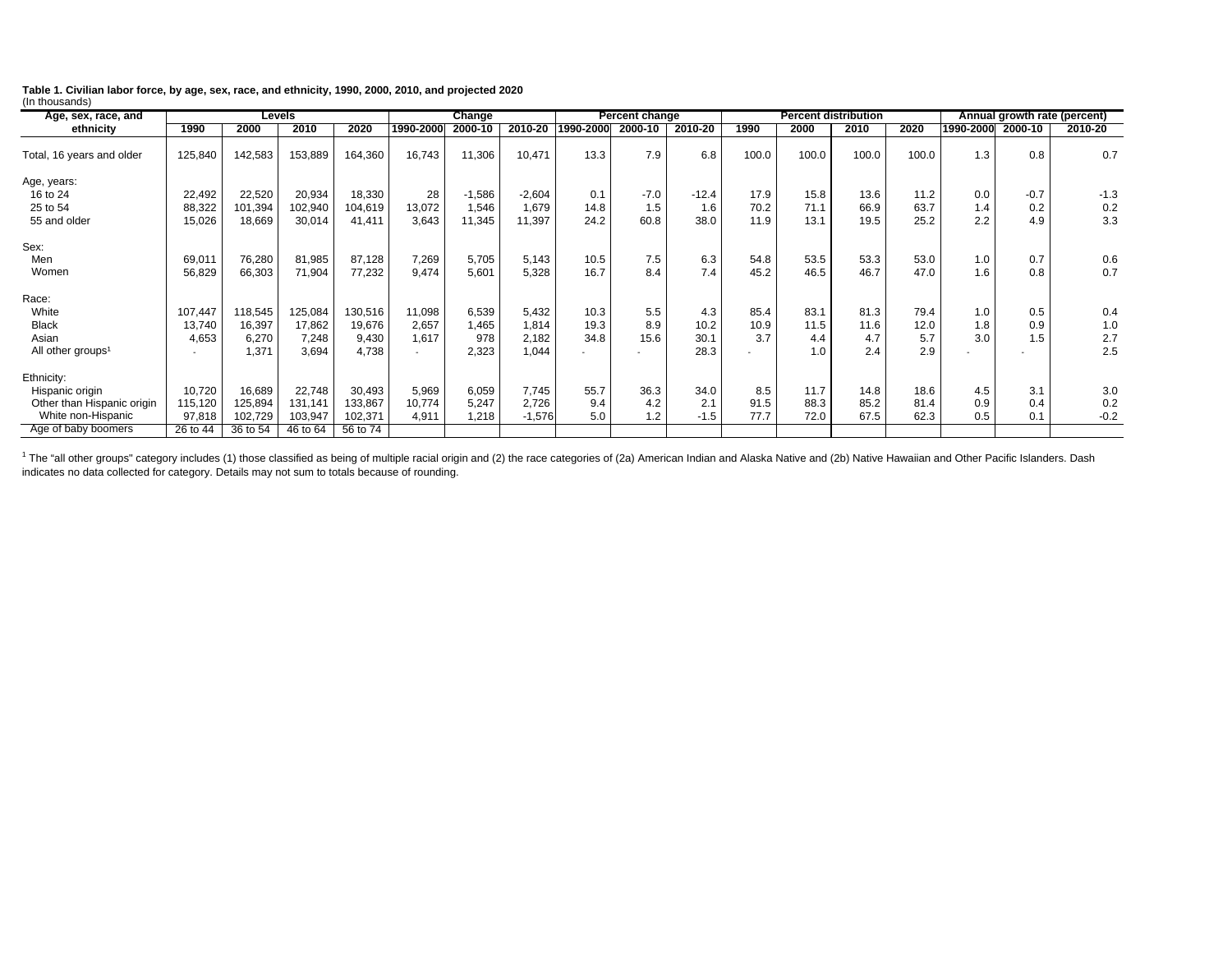**Table 1. Civilian labor force, by age, sex, race, and ethnicity, 1990, 2000, 2010, and projected 2020**
(In thousands)

| Age, sex, race, and ethnicity | Levels | | | | Change | | | Percent change | | | Percent distribution | | | | Annual growth rate (percent) | | |
|---|---|---|---|---|---|---|---|---|---|---|---|---|---|---|---|---|---|
| | 1990 | 2000 | 2010 | 2020 | 1990-2000 | 2000-10 | 2010-20 | 1990-2000 | 2000-10 | 2010-20 | 1990 | 2000 | 2010 | 2020 | 1990-2000 | 2000-10 | 2010-20 |
| Total, 16 years and older | 125,840 | 142,583 | 153,889 | 164,360 | 16,743 | 11,306 | 10,471 | 13.3 | 7.9 | 6.8 | 100.0 | 100.0 | 100.0 | 100.0 | 1.3 | 0.8 | 0.7 |
| Age, years: | | | | | | | | | | | | | | | | | |
| 16 to 24 | 22,492 | 22,520 | 20,934 | 18,330 | 28 | -1,586 | -2,604 | 0.1 | -7.0 | -12.4 | 17.9 | 15.8 | 13.6 | 11.2 | 0.0 | -0.7 | -1.3 |
| 25 to 54 | 88,322 | 101,394 | 102,940 | 104,619 | 13,072 | 1,546 | 1,679 | 14.8 | 1.5 | 1.6 | 70.2 | 71.1 | 66.9 | 63.7 | 1.4 | 0.2 | 0.2 |
| 55 and older | 15,026 | 18,669 | 30,014 | 41,411 | 3,643 | 11,345 | 11,397 | 24.2 | 60.8 | 38.0 | 11.9 | 13.1 | 19.5 | 25.2 | 2.2 | 4.9 | 3.3 |
| Sex: | | | | | | | | | | | | | | | | | |
| Men | 69,011 | 76,280 | 81,985 | 87,128 | 7,269 | 5,705 | 5,143 | 10.5 | 7.5 | 6.3 | 54.8 | 53.5 | 53.3 | 53.0 | 1.0 | 0.7 | 0.6 |
| Women | 56,829 | 66,303 | 71,904 | 77,232 | 9,474 | 5,601 | 5,328 | 16.7 | 8.4 | 7.4 | 45.2 | 46.5 | 46.7 | 47.0 | 1.6 | 0.8 | 0.7 |
| Race: | | | | | | | | | | | | | | | | | |
| White | 107,447 | 118,545 | 125,084 | 130,516 | 11,098 | 6,539 | 5,432 | 10.3 | 5.5 | 4.3 | 85.4 | 83.1 | 81.3 | 79.4 | 1.0 | 0.5 | 0.4 |
| Black | 13,740 | 16,397 | 17,862 | 19,676 | 2,657 | 1,465 | 1,814 | 19.3 | 8.9 | 10.2 | 10.9 | 11.5 | 11.6 | 12.0 | 1.8 | 0.9 | 1.0 |
| Asian | 4,653 | 6,270 | 7,248 | 9,430 | 1,617 | 978 | 2,182 | 34.8 | 15.6 | 30.1 | 3.7 | 4.4 | 4.7 | 5.7 | 3.0 | 1.5 | 2.7 |
| All other groups[1] | - | 1,371 | 3,694 | 4,738 | - | 2,323 | 1,044 | - | - | 28.3 | - | 1.0 | 2.4 | 2.9 | - | - | 2.5 |
| Ethnicity: | | | | | | | | | | | | | | | | | |
| Hispanic origin | 10,720 | 16,689 | 22,748 | 30,493 | 5,969 | 6,059 | 7,745 | 55.7 | 36.3 | 34.0 | 8.5 | 11.7 | 14.8 | 18.6 | 4.5 | 3.1 | 3.0 |
| Other than Hispanic origin | 115,120 | 125,894 | 131,141 | 133,867 | 10,774 | 5,247 | 2,726 | 9.4 | 4.2 | 2.1 | 91.5 | 88.3 | 85.2 | 81.4 | 0.9 | 0.4 | 0.2 |
| White non-Hispanic | 97,818 | 102,729 | 103,947 | 102,371 | 4,911 | 1,218 | -1,576 | 5.0 | 1.2 | -1.5 | 77.7 | 72.0 | 67.5 | 62.3 | 0.5 | 0.1 | -0.2 |
| Age of baby boomers | 26 to 44 | 36 to 54 | 46 to 64 | 56 to 74 | | | | | | | | | | | | | |

[1] The "all other groups" category includes (1) those classified as being of multiple racial origin and (2) the race categories of (2a) American Indian and Alaska Native and (2b) Native Hawaiian and Other Pacific Islanders. Dash indicates no data collected for category. Details may not sum to totals because of rounding.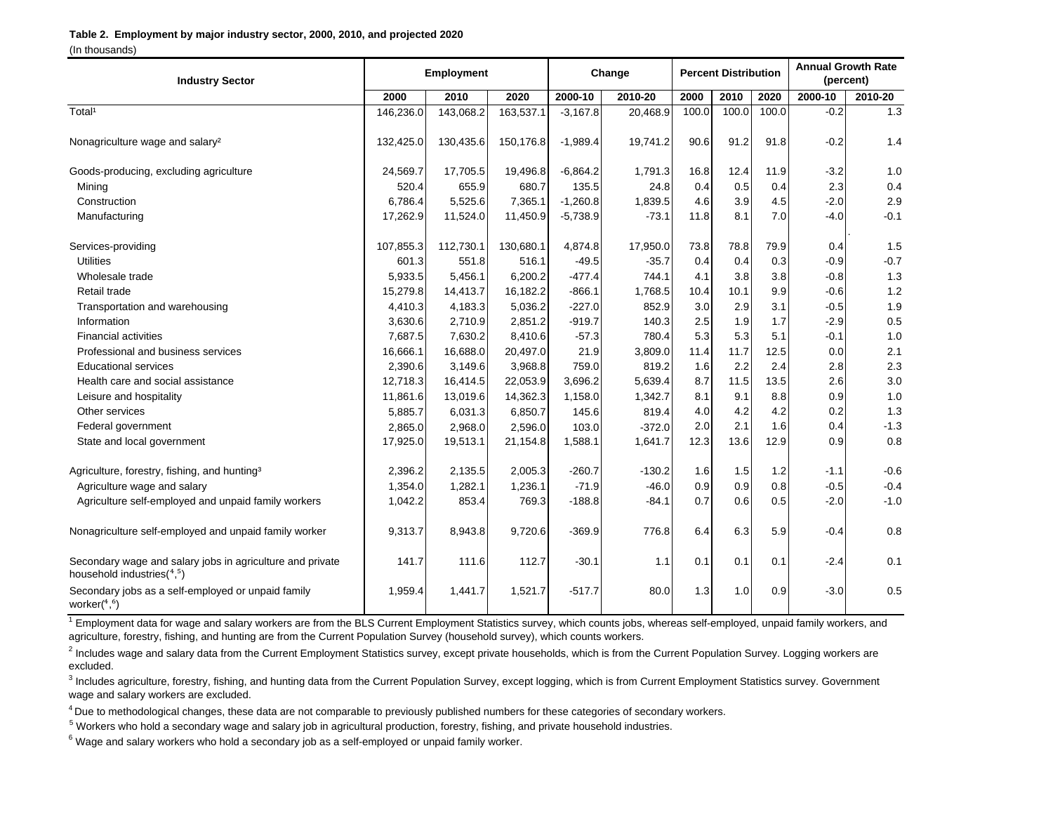**Table 2. Employment by major industry sector, 2000, 2010, and projected 2020**

(In thousands)

| Industry Sector | Employment | | | Change | | Percent Distribution | | | Annual Growth Rate (percent) | |
|---|---|---|---|---|---|---|---|---|---|---|
| | 2000 | 2010 | 2020 | 2000-10 | 2010-20 | 2000 | 2010 | 2020 | 2000-10 | 2010-20 |
| Total[1] | 146,236.0 | 143,068.2 | 163,537.1 | -3,167.8 | 20,468.9 | 100.0 | 100.0 | 100.0 | -0.2 | 1.3 |
| Nonagriculture wage and salary[2] | 132,425.0 | 130,435.6 | 150,176.8 | -1,989.4 | 19,741.2 | 90.6 | 91.2 | 91.8 | -0.2 | 1.4 |
| Goods-producing, excluding agriculture | 24,569.7 | 17,705.5 | 19,496.8 | -6,864.2 | 1,791.3 | 16.8 | 12.4 | 11.9 | -3.2 | 1.0 |
| Mining | 520.4 | 655.9 | 680.7 | 135.5 | 24.8 | 0.4 | 0.5 | 0.4 | 2.3 | 0.4 |
| Construction | 6,786.4 | 5,525.6 | 7,365.1 | -1,260.8 | 1,839.5 | 4.6 | 3.9 | 4.5 | -2.0 | 2.9 |
| Manufacturing | 17,262.9 | 11,524.0 | 11,450.9 | -5,738.9 | -73.1 | 11.8 | 8.1 | 7.0 | -4.0 | -0.1 |
| Services-providing | 107,855.3 | 112,730.1 | 130,680.1 | 4,874.8 | 17,950.0 | 73.8 | 78.8 | 79.9 | 0.4 | 1.5 |
| Utilities | 601.3 | 551.8 | 516.1 | -49.5 | -35.7 | 0.4 | 0.4 | 0.3 | -0.9 | -0.7 |
| Wholesale trade | 5,933.5 | 5,456.1 | 6,200.2 | -477.4 | 744.1 | 4.1 | 3.8 | 3.8 | -0.8 | 1.3 |
| Retail trade | 15,279.8 | 14,413.7 | 16,182.2 | -866.1 | 1,768.5 | 10.4 | 10.1 | 9.9 | -0.6 | 1.2 |
| Transportation and warehousing | 4,410.3 | 4,183.3 | 5,036.2 | -227.0 | 852.9 | 3.0 | 2.9 | 3.1 | -0.5 | 1.9 |
| Information | 3,630.6 | 2,710.9 | 2,851.2 | -919.7 | 140.3 | 2.5 | 1.9 | 1.7 | -2.9 | 0.5 |
| Financial activities | 7,687.5 | 7,630.2 | 8,410.6 | -57.3 | 780.4 | 5.3 | 5.3 | 5.1 | -0.1 | 1.0 |
| Professional and business services | 16,666.1 | 16,688.0 | 20,497.0 | 21.9 | 3,809.0 | 11.4 | 11.7 | 12.5 | 0.0 | 2.1 |
| Educational services | 2,390.6 | 3,149.6 | 3,968.8 | 759.0 | 819.2 | 1.6 | 2.2 | 2.4 | 2.8 | 2.3 |
| Health care and social assistance | 12,718.3 | 16,414.5 | 22,053.9 | 3,696.2 | 5,639.4 | 8.7 | 11.5 | 13.5 | 2.6 | 3.0 |
| Leisure and hospitality | 11,861.6 | 13,019.6 | 14,362.3 | 1,158.0 | 1,342.7 | 8.1 | 9.1 | 8.8 | 0.9 | 1.0 |
| Other services | 5,885.7 | 6,031.3 | 6,850.7 | 145.6 | 819.4 | 4.0 | 4.2 | 4.2 | 0.2 | 1.3 |
| Federal government | 2,865.0 | 2,968.0 | 2,596.0 | 103.0 | -372.0 | 2.0 | 2.1 | 1.6 | 0.4 | -1.3 |
| State and local government | 17,925.0 | 19,513.1 | 21,154.8 | 1,588.1 | 1,641.7 | 12.3 | 13.6 | 12.9 | 0.9 | 0.8 |
| Agriculture, forestry, fishing, and hunting[3] | 2,396.2 | 2,135.5 | 2,005.3 | -260.7 | -130.2 | 1.6 | 1.5 | 1.2 | -1.1 | -0.6 |
| Agriculture wage and salary | 1,354.0 | 1,282.1 | 1,236.1 | -71.9 | -46.0 | 0.9 | 0.9 | 0.8 | -0.5 | -0.4 |
| Agriculture self-employed and unpaid family workers | 1,042.2 | 853.4 | 769.3 | -188.8 | -84.1 | 0.7 | 0.6 | 0.5 | -2.0 | -1.0 |
| Nonagriculture self-employed and unpaid family worker | 9,313.7 | 8,943.8 | 9,720.6 | -369.9 | 776.8 | 6.4 | 6.3 | 5.9 | -0.4 | 0.8 |
| Secondary wage and salary jobs in agriculture and private household industries([4],[5]) | 141.7 | 111.6 | 112.7 | -30.1 | 1.1 | 0.1 | 0.1 | 0.1 | -2.4 | 0.1 |
| Secondary jobs as a self-employed or unpaid family worker([4],[6]) | 1,959.4 | 1,441.7 | 1,521.7 | -517.7 | 80.0 | 1.3 | 1.0 | 0.9 | -3.0 | 0.5 |

[1] Employment data for wage and salary workers are from the BLS Current Employment Statistics survey, which counts jobs, whereas self-employed, unpaid family workers, and agriculture, forestry, fishing, and hunting are from the Current Population Survey (household survey), which counts workers.

[2] Includes wage and salary data from the Current Employment Statistics survey, except private households, which is from the Current Population Survey. Logging workers are excluded.

[3] Includes agriculture, forestry, fishing, and hunting data from the Current Population Survey, except logging, which is from Current Employment Statistics survey. Government wage and salary workers are excluded.

[4] Due to methodological changes, these data are not comparable to previously published numbers for these categories of secondary workers.

[5] Workers who hold a secondary wage and salary job in agricultural production, forestry, fishing, and private household industries.

[6] Wage and salary workers who hold a secondary job as a self-employed or unpaid family worker.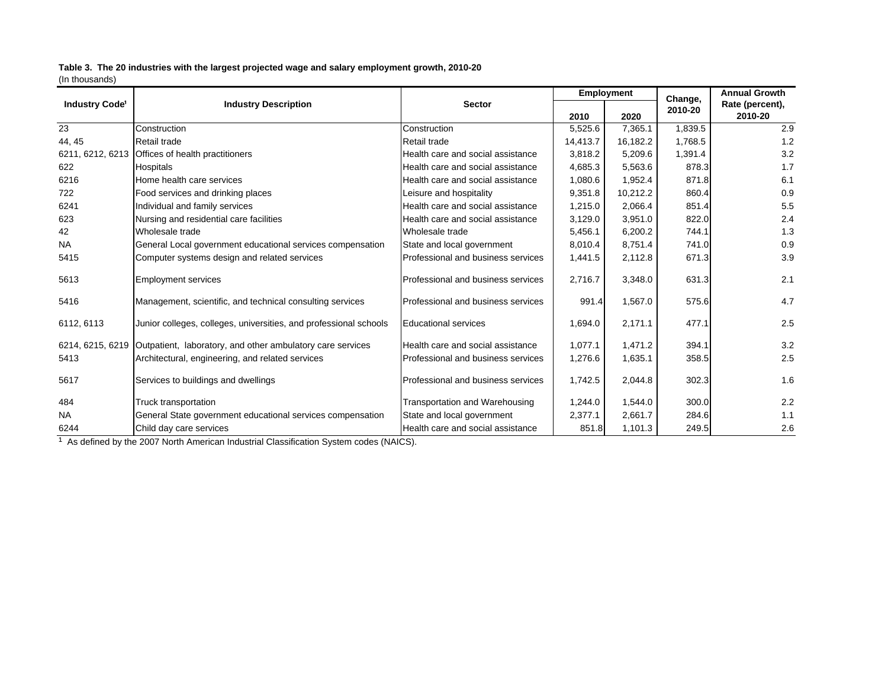**Table 3. The 20 industries with the largest projected wage and salary employment growth, 2010-20**
(In thousands)

| Industry Code[1] | Industry Description | Sector | Employment | | Change, 2010-20 | Annual Growth Rate (percent), 2010-20 |
|---|---|---|---|---|---|---|
| | | | 2010 | 2020 | | |
| 23 | Construction | Construction | 5,525.6 | 7,365.1 | 1,839.5 | 2.9 |
| 44, 45 | Retail trade | Retail trade | 14,413.7 | 16,182.2 | 1,768.5 | 1.2 |
| 6211, 6212, 6213 | Offices of health practitioners | Health care and social assistance | 3,818.2 | 5,209.6 | 1,391.4 | 3.2 |
| 622 | Hospitals | Health care and social assistance | 4,685.3 | 5,563.6 | 878.3 | 1.7 |
| 6216 | Home health care services | Health care and social assistance | 1,080.6 | 1,952.4 | 871.8 | 6.1 |
| 722 | Food services and drinking places | Leisure and hospitality | 9,351.8 | 10,212.2 | 860.4 | 0.9 |
| 6241 | Individual and family services | Health care and social assistance | 1,215.0 | 2,066.4 | 851.4 | 5.5 |
| 623 | Nursing and residential care facilities | Health care and social assistance | 3,129.0 | 3,951.0 | 822.0 | 2.4 |
| 42 | Wholesale trade | Wholesale trade | 5,456.1 | 6,200.2 | 744.1 | 1.3 |
| NA | General Local government educational services compensation | State and local government | 8,010.4 | 8,751.4 | 741.0 | 0.9 |
| 5415 | Computer systems design and related services | Professional and business services | 1,441.5 | 2,112.8 | 671.3 | 3.9 |
| 5613 | Employment services | Professional and business services | 2,716.7 | 3,348.0 | 631.3 | 2.1 |
| 5416 | Management, scientific, and technical consulting services | Professional and business services | 991.4 | 1,567.0 | 575.6 | 4.7 |
| 6112, 6113 | Junior colleges, colleges, universities, and professional schools | Educational services | 1,694.0 | 2,171.1 | 477.1 | 2.5 |
| 6214, 6215, 6219 | Outpatient, laboratory, and other ambulatory care services | Health care and social assistance | 1,077.1 | 1,471.2 | 394.1 | 3.2 |
| 5413 | Architectural, engineering, and related services | Professional and business services | 1,276.6 | 1,635.1 | 358.5 | 2.5 |
| 5617 | Services to buildings and dwellings | Professional and business services | 1,742.5 | 2,044.8 | 302.3 | 1.6 |
| 484 | Truck transportation | Transportation and Warehousing | 1,244.0 | 1,544.0 | 300.0 | 2.2 |
| NA | General State government educational services compensation | State and local government | 2,377.1 | 2,661.7 | 284.6 | 1.1 |
| 6244 | Child day care services | Health care and social assistance | 851.8 | 1,101.3 | 249.5 | 2.6 |

[1] As defined by the 2007 North American Industrial Classification System codes (NAICS).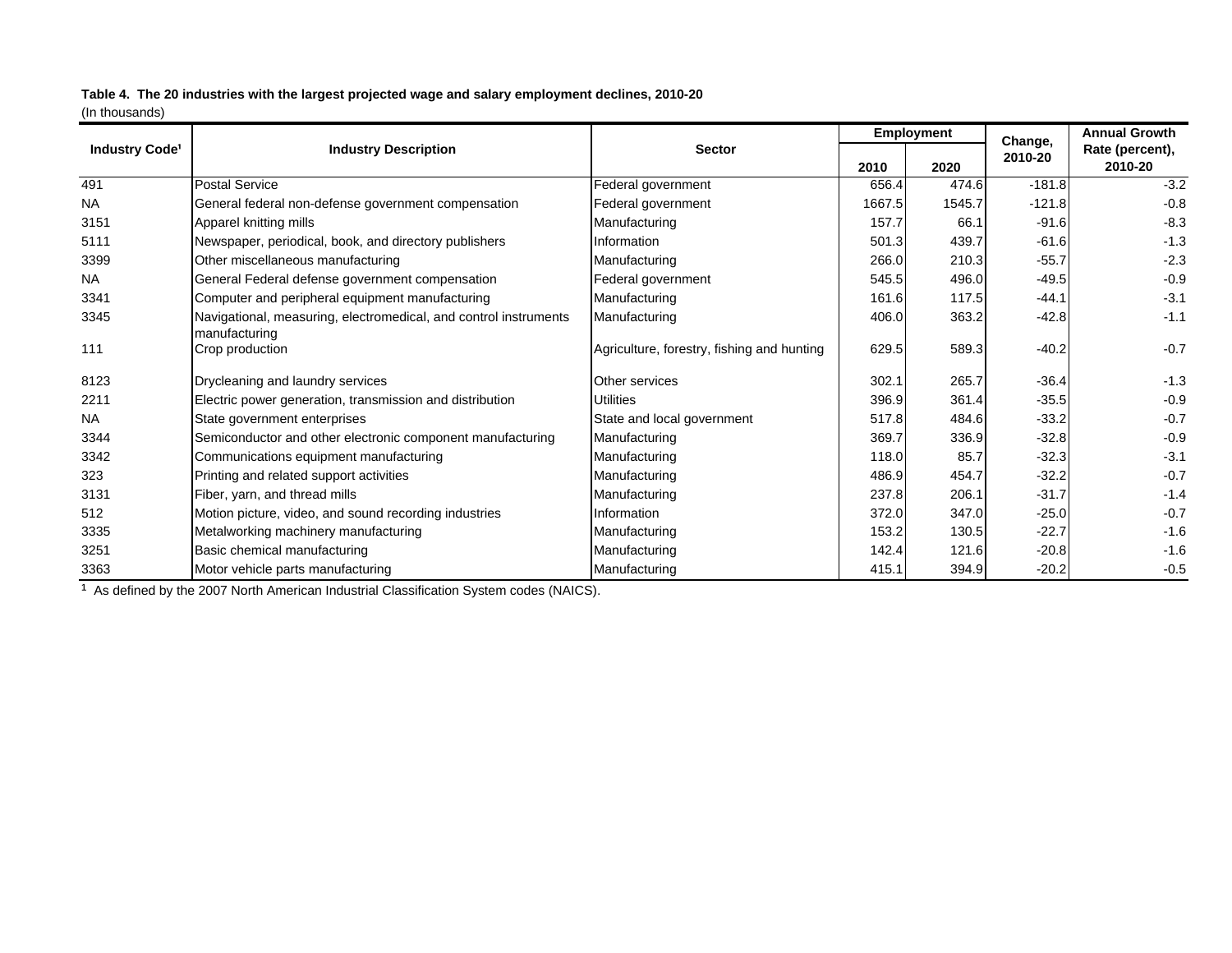**Table 4. The 20 industries with the largest projected wage and salary employment declines, 2010-20**
(In thousands)

| Industry Code[1] | Industry Description | Sector | Employment | | Change, 2010-20 | Annual Growth Rate (percent), 2010-20 |
|---|---|---|---|---|---|---|
| | | | 2010 | 2020 | | |
| 491 | Postal Service | Federal government | 656.4 | 474.6 | -181.8 | -3.2 |
| NA | General federal non-defense government compensation | Federal government | 1667.5 | 1545.7 | -121.8 | -0.8 |
| 3151 | Apparel knitting mills | Manufacturing | 157.7 | 66.1 | -91.6 | -8.3 |
| 5111 | Newspaper, periodical, book, and directory publishers | Information | 501.3 | 439.7 | -61.6 | -1.3 |
| 3399 | Other miscellaneous manufacturing | Manufacturing | 266.0 | 210.3 | -55.7 | -2.3 |
| NA | General Federal defense government compensation | Federal government | 545.5 | 496.0 | -49.5 | -0.9 |
| 3341 | Computer and peripheral equipment manufacturing | Manufacturing | 161.6 | 117.5 | -44.1 | -3.1 |
| 3345 | Navigational, measuring, electromedical, and control instruments manufacturing | Manufacturing | 406.0 | 363.2 | -42.8 | -1.1 |
| 111 | Crop production | Agriculture, forestry, fishing and hunting | 629.5 | 589.3 | -40.2 | -0.7 |
| 8123 | Drycleaning and laundry services | Other services | 302.1 | 265.7 | -36.4 | -1.3 |
| 2211 | Electric power generation, transmission and distribution | Utilities | 396.9 | 361.4 | -35.5 | -0.9 |
| NA | State government enterprises | State and local government | 517.8 | 484.6 | -33.2 | -0.7 |
| 3344 | Semiconductor and other electronic component manufacturing | Manufacturing | 369.7 | 336.9 | -32.8 | -0.9 |
| 3342 | Communications equipment manufacturing | Manufacturing | 118.0 | 85.7 | -32.3 | -3.1 |
| 323 | Printing and related support activities | Manufacturing | 486.9 | 454.7 | -32.2 | -0.7 |
| 3131 | Fiber, yarn, and thread mills | Manufacturing | 237.8 | 206.1 | -31.7 | -1.4 |
| 512 | Motion picture, video, and sound recording industries | Information | 372.0 | 347.0 | -25.0 | -0.7 |
| 3335 | Metalworking machinery manufacturing | Manufacturing | 153.2 | 130.5 | -22.7 | -1.6 |
| 3251 | Basic chemical manufacturing | Manufacturing | 142.4 | 121.6 | -20.8 | -1.6 |
| 3363 | Motor vehicle parts manufacturing | Manufacturing | 415.1 | 394.9 | -20.2 | -0.5 |

[1] As defined by the 2007 North American Industrial Classification System codes (NAICS).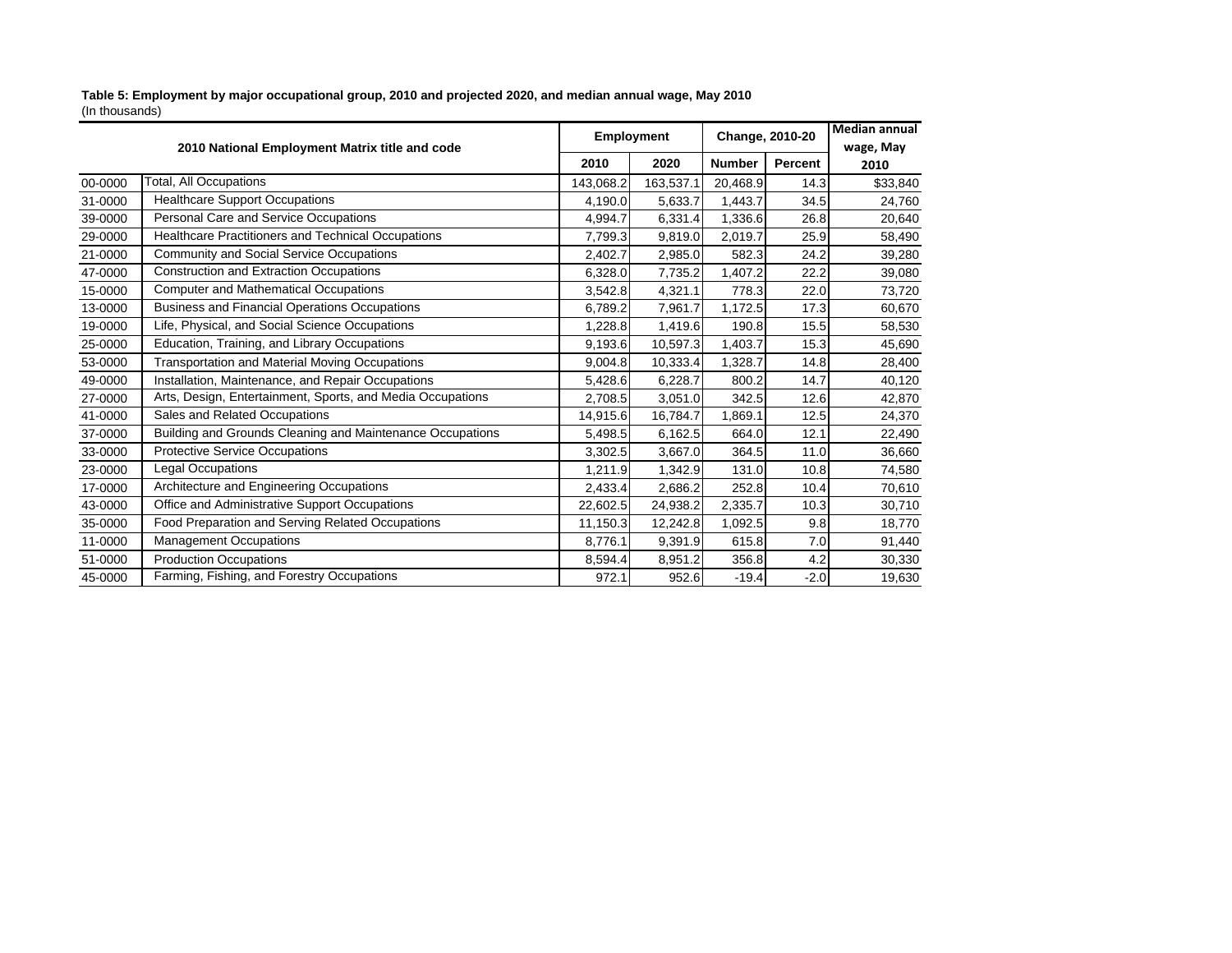**Table 5: Employment by major occupational group, 2010 and projected 2020, and median annual wage, May 2010**
(In thousands)

| 2010 National Employment Matrix title and code | | Employment | | Change, 2010-20 | | Median annual wage, May 2010 |
|---|---|---|---|---|---|---|
| | | 2010 | 2020 | Number | Percent | |
| 00-0000 | Total, All Occupations | 143,068.2 | 163,537.1 | 20,468.9 | 14.3 | $33,840 |
| 31-0000 | Healthcare Support Occupations | 4,190.0 | 5,633.7 | 1,443.7 | 34.5 | 24,760 |
| 39-0000 | Personal Care and Service Occupations | 4,994.7 | 6,331.4 | 1,336.6 | 26.8 | 20,640 |
| 29-0000 | Healthcare Practitioners and Technical Occupations | 7,799.3 | 9,819.0 | 2,019.7 | 25.9 | 58,490 |
| 21-0000 | Community and Social Service Occupations | 2,402.7 | 2,985.0 | 582.3 | 24.2 | 39,280 |
| 47-0000 | Construction and Extraction Occupations | 6,328.0 | 7,735.2 | 1,407.2 | 22.2 | 39,080 |
| 15-0000 | Computer and Mathematical Occupations | 3,542.8 | 4,321.1 | 778.3 | 22.0 | 73,720 |
| 13-0000 | Business and Financial Operations Occupations | 6,789.2 | 7,961.7 | 1,172.5 | 17.3 | 60,670 |
| 19-0000 | Life, Physical, and Social Science Occupations | 1,228.8 | 1,419.6 | 190.8 | 15.5 | 58,530 |
| 25-0000 | Education, Training, and Library Occupations | 9,193.6 | 10,597.3 | 1,403.7 | 15.3 | 45,690 |
| 53-0000 | Transportation and Material Moving Occupations | 9,004.8 | 10,333.4 | 1,328.7 | 14.8 | 28,400 |
| 49-0000 | Installation, Maintenance, and Repair Occupations | 5,428.6 | 6,228.7 | 800.2 | 14.7 | 40,120 |
| 27-0000 | Arts, Design, Entertainment, Sports, and Media Occupations | 2,708.5 | 3,051.0 | 342.5 | 12.6 | 42,870 |
| 41-0000 | Sales and Related Occupations | 14,915.6 | 16,784.7 | 1,869.1 | 12.5 | 24,370 |
| 37-0000 | Building and Grounds Cleaning and Maintenance Occupations | 5,498.5 | 6,162.5 | 664.0 | 12.1 | 22,490 |
| 33-0000 | Protective Service Occupations | 3,302.5 | 3,667.0 | 364.5 | 11.0 | 36,660 |
| 23-0000 | Legal Occupations | 1,211.9 | 1,342.9 | 131.0 | 10.8 | 74,580 |
| 17-0000 | Architecture and Engineering Occupations | 2,433.4 | 2,686.2 | 252.8 | 10.4 | 70,610 |
| 43-0000 | Office and Administrative Support Occupations | 22,602.5 | 24,938.2 | 2,335.7 | 10.3 | 30,710 |
| 35-0000 | Food Preparation and Serving Related Occupations | 11,150.3 | 12,242.8 | 1,092.5 | 9.8 | 18,770 |
| 11-0000 | Management Occupations | 8,776.1 | 9,391.9 | 615.8 | 7.0 | 91,440 |
| 51-0000 | Production Occupations | 8,594.4 | 8,951.2 | 356.8 | 4.2 | 30,330 |
| 45-0000 | Farming, Fishing, and Forestry Occupations | 972.1 | 952.6 | -19.4 | -2.0 | 19,630 |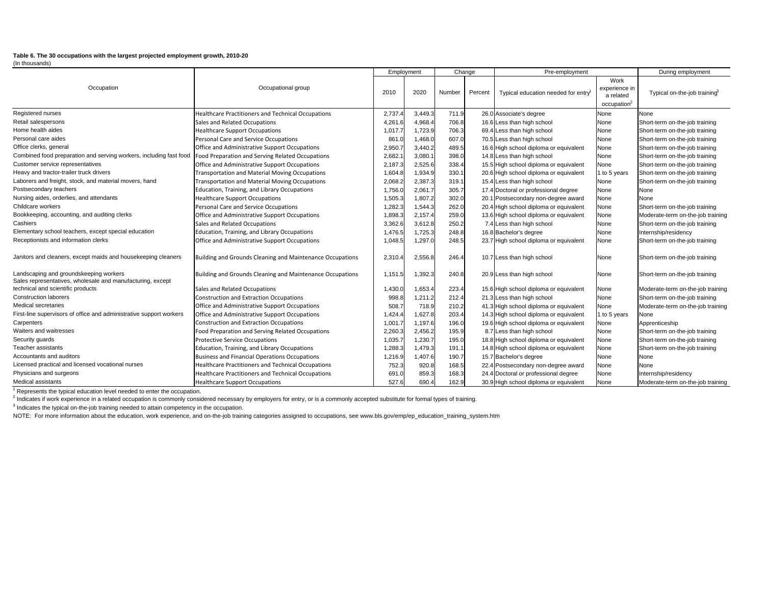**Table 6. The 30 occupations with the largest projected employment growth, 2010-20**
(In thousands)

| Occupation | Occupational group | Employment | | Change | | Pre-employment | | During employment |
|---|---|---|---|---|---|---|---|---|
| | | 2010 | 2020 | Number | Percent | Typical education needed for entry[1] | Work experience in a related occupation[2] | Typical on-the-job training[3] |
| Registered nurses | Healthcare Practitioners and Technical Occupations | 2,737.4 | 3,449.3 | 711.9 | 26.0 | Associate's degree | None | None |
| Retail salespersons | Sales and Related Occupations | 4,261.6 | 4,968.4 | 706.8 | 16.6 | Less than high school | None | Short-term on-the-job training |
| Home health aides | Healthcare Support Occupations | 1,017.7 | 1,723.9 | 706.3 | 69.4 | Less than high school | None | Short-term on-the-job training |
| Personal care aides | Personal Care and Service Occupations | 861.0 | 1,468.0 | 607.0 | 70.5 | Less than high school | None | Short-term on-the-job training |
| Office clerks, general | Office and Administrative Support Occupations | 2,950.7 | 3,440.2 | 489.5 | 16.6 | High school diploma or equivalent | None | Short-term on-the-job training |
| Combined food preparation and serving workers, including fast food | Food Preparation and Serving Related Occupations | 2,682.1 | 3,080.1 | 398.0 | 14.8 | Less than high school | None | Short-term on-the-job training |
| Customer service representatives | Office and Administrative Support Occupations | 2,187.3 | 2,525.6 | 338.4 | 15.5 | High school diploma or equivalent | None | Short-term on-the-job training |
| Heavy and tractor-trailer truck drivers | Transportation and Material Moving Occupations | 1,604.8 | 1,934.9 | 330.1 | 20.6 | High school diploma or equivalent | 1 to 5 years | Short-term on-the-job training |
| Laborers and freight, stock, and material movers, hand | Transportation and Material Moving Occupations | 2,068.2 | 2,387.3 | 319.1 | 15.4 | Less than high school | None | Short-term on-the-job training |
| Postsecondary teachers | Education, Training, and Library Occupations | 1,756.0 | 2,061.7 | 305.7 | 17.4 | Doctoral or professional degree | None | None |
| Nursing aides, orderlies, and attendants | Healthcare Support Occupations | 1,505.3 | 1,807.2 | 302.0 | 20.1 | Postsecondary non-degree award | None | None |
| Childcare workers | Personal Care and Service Occupations | 1,282.3 | 1,544.3 | 262.0 | 20.4 | High school diploma or equivalent | None | Short-term on-the-job training |
| Bookkeeping, accounting, and auditing clerks | Office and Administrative Support Occupations | 1,898.3 | 2,157.4 | 259.0 | 13.6 | High school diploma or equivalent | None | Moderate-term on-the-job training |
| Cashiers | Sales and Related Occupations | 3,362.6 | 3,612.8 | 250.2 | 7.4 | Less than high school | None | Short-term on-the-job training |
| Elementary school teachers, except special education | Education, Training, and Library Occupations | 1,476.5 | 1,725.3 | 248.8 | 16.8 | Bachelor's degree | None | Internship/residency |
| Receptionists and information clerks | Office and Administrative Support Occupations | 1,048.5 | 1,297.0 | 248.5 | 23.7 | High school diploma or equivalent | None | Short-term on-the-job training |
| Janitors and cleaners, except maids and housekeeping cleaners | Building and Grounds Cleaning and Maintenance Occupations | 2,310.4 | 2,556.8 | 246.4 | 10.7 | Less than high school | None | Short-term on-the-job training |
| Landscaping and groundskeeping workers | Building and Grounds Cleaning and Maintenance Occupations | 1,151.5 | 1,392.3 | 240.8 | 20.9 | Less than high school | None | Short-term on-the-job training |
| Sales representatives, wholesale and manufacturing, except technical and scientific products | Sales and Related Occupations | 1,430.0 | 1,653.4 | 223.4 | 15.6 | High school diploma or equivalent | None | Moderate-term on-the-job training |
| Construction laborers | Construction and Extraction Occupations | 998.8 | 1,211.2 | 212.4 | 21.3 | Less than high school | None | Short-term on-the-job training |
| Medical secretaries | Office and Administrative Support Occupations | 508.7 | 718.9 | 210.2 | 41.3 | High school diploma or equivalent | None | Moderate-term on-the-job training |
| First-line supervisors of office and administrative support workers | Office and Administrative Support Occupations | 1,424.4 | 1,627.8 | 203.4 | 14.3 | High school diploma or equivalent | 1 to 5 years | None |
| Carpenters | Construction and Extraction Occupations | 1,001.7 | 1,197.6 | 196.0 | 19.6 | High school diploma or equivalent | None | Apprenticeship |
| Waiters and waitresses | Food Preparation and Serving Related Occupations | 2,260.3 | 2,456.2 | 195.9 | 8.7 | Less than high school | None | Short-term on-the-job training |
| Security guards | Protective Service Occupations | 1,035.7 | 1,230.7 | 195.0 | 18.8 | High school diploma or equivalent | None | Short-term on-the-job training |
| Teacher assistants | Education, Training, and Library Occupations | 1,288.3 | 1,479.3 | 191.1 | 14.8 | High school diploma or equivalent | None | Short-term on-the-job training |
| Accountants and auditors | Business and Financial Operations Occupations | 1,216.9 | 1,407.6 | 190.7 | 15.7 | Bachelor's degree | None | None |
| Licensed practical and licensed vocational nurses | Healthcare Practitioners and Technical Occupations | 752.3 | 920.8 | 168.5 | 22.4 | Postsecondary non-degree award | None | None |
| Physicians and surgeons | Healthcare Practitioners and Technical Occupations | 691.0 | 859.3 | 168.3 | 24.4 | Doctoral or professional degree | None | Internship/residency |
| Medical assistants | Healthcare Support Occupations | 527.6 | 690.4 | 162.9 | 30.9 | High school diploma or equivalent | None | Moderate-term on-the-job training |

[1] Represents the typical education level needed to enter the occupation.

[2] Indicates if work experience in a related occupation is commonly considered necessary by employers for entry, or is a commonly accepted substitute for formal types of training.

[3] Indicates the typical on-the-job training needed to attain competency in the occupation.

NOTE: For more information about the education, work experience, and on-the-job training categories assigned to occupations, see www.bls.gov/emp/ep_education_training_system.htm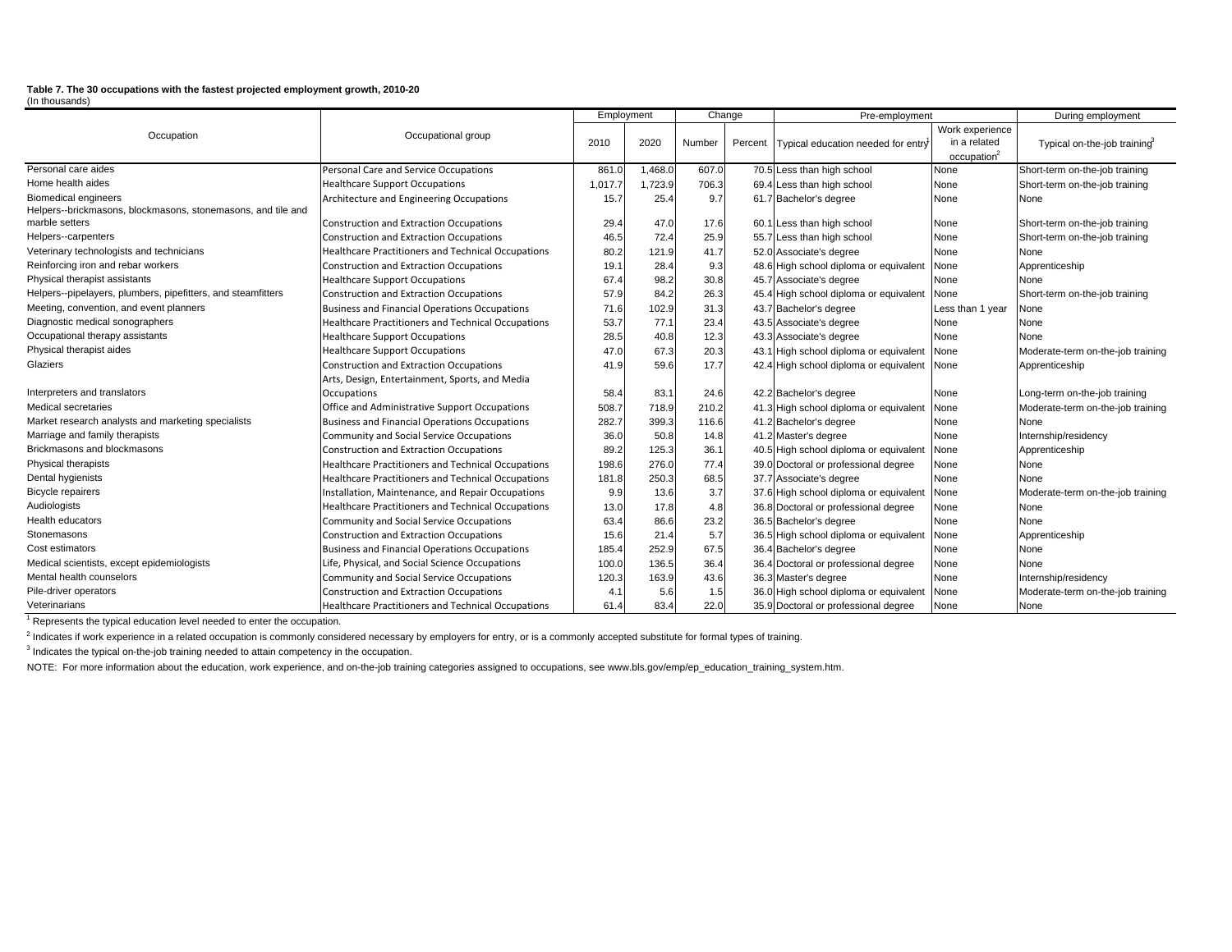**Table 7. The 30 occupations with the fastest projected employment growth, 2010-20**
(In thousands)

| Occupation | Occupational group | Employment | | Change | | Pre-employment | | During employment |
|---|---|---|---|---|---|---|---|---|
| | | 2010 | 2020 | Number | Percent | Typical education needed for entry[1] | Work experience in a related occupation[2] | Typical on-the-job training[3] |
| Personal care aides | Personal Care and Service Occupations | 861.0 | 1,468.0 | 607.0 | 70.5 | Less than high school | None | Short-term on-the-job training |
| Home health aides | Healthcare Support Occupations | 1,017.7 | 1,723.9 | 706.3 | 69.4 | Less than high school | None | Short-term on-the-job training |
| Biomedical engineers | Architecture and Engineering Occupations | 15.7 | 25.4 | 9.7 | 61.7 | Bachelor's degree | None | None |
| Helpers--brickmasons, blockmasons, stonemasons, and tile and marble setters | Construction and Extraction Occupations | 29.4 | 47.0 | 17.6 | 60.1 | Less than high school | None | Short-term on-the-job training |
| Helpers--carpenters | Construction and Extraction Occupations | 46.5 | 72.4 | 25.9 | 55.7 | Less than high school | None | Short-term on-the-job training |
| Veterinary technologists and technicians | Healthcare Practitioners and Technical Occupations | 80.2 | 121.9 | 41.7 | 52.0 | Associate's degree | None | None |
| Reinforcing iron and rebar workers | Construction and Extraction Occupations | 19.1 | 28.4 | 9.3 | 48.6 | High school diploma or equivalent | None | Apprenticeship |
| Physical therapist assistants | Healthcare Support Occupations | 67.4 | 98.2 | 30.8 | 45.7 | Associate's degree | None | None |
| Helpers--pipelayers, plumbers, pipefitters, and steamfitters | Construction and Extraction Occupations | 57.9 | 84.2 | 26.3 | 45.4 | High school diploma or equivalent | None | Short-term on-the-job training |
| Meeting, convention, and event planners | Business and Financial Operations Occupations | 71.6 | 102.9 | 31.3 | 43.7 | Bachelor's degree | Less than 1 year | None |
| Diagnostic medical sonographers | Healthcare Practitioners and Technical Occupations | 53.7 | 77.1 | 23.4 | 43.5 | Associate's degree | None | None |
| Occupational therapy assistants | Healthcare Support Occupations | 28.5 | 40.8 | 12.3 | 43.3 | Associate's degree | None | None |
| Physical therapist aides | Healthcare Support Occupations | 47.0 | 67.3 | 20.3 | 43.1 | High school diploma or equivalent | None | Moderate-term on-the-job training |
| Glaziers | Construction and Extraction Occupations | 41.9 | 59.6 | 17.7 | 42.4 | High school diploma or equivalent | None | Apprenticeship |
| Interpreters and translators | Arts, Design, Entertainment, Sports, and Media Occupations | 58.4 | 83.1 | 24.6 | 42.2 | Bachelor's degree | None | Long-term on-the-job training |
| Medical secretaries | Office and Administrative Support Occupations | 508.7 | 718.9 | 210.2 | 41.3 | High school diploma or equivalent | None | Moderate-term on-the-job training |
| Market research analysts and marketing specialists | Business and Financial Operations Occupations | 282.7 | 399.3 | 116.6 | 41.2 | Bachelor's degree | None | None |
| Marriage and family therapists | Community and Social Service Occupations | 36.0 | 50.8 | 14.8 | 41.2 | Master's degree | None | Internship/residency |
| Brickmasons and blockmasons | Construction and Extraction Occupations | 89.2 | 125.3 | 36.1 | 40.5 | High school diploma or equivalent | None | Apprenticeship |
| Physical therapists | Healthcare Practitioners and Technical Occupations | 198.6 | 276.0 | 77.4 | 39.0 | Doctoral or professional degree | None | None |
| Dental hygienists | Healthcare Practitioners and Technical Occupations | 181.8 | 250.3 | 68.5 | 37.7 | Associate's degree | None | None |
| Bicycle repairers | Installation, Maintenance, and Repair Occupations | 9.9 | 13.6 | 3.7 | 37.6 | High school diploma or equivalent | None | Moderate-term on-the-job training |
| Audiologists | Healthcare Practitioners and Technical Occupations | 13.0 | 17.8 | 4.8 | 36.8 | Doctoral or professional degree | None | None |
| Health educators | Community and Social Service Occupations | 63.4 | 86.6 | 23.2 | 36.5 | Bachelor's degree | None | None |
| Stonemasons | Construction and Extraction Occupations | 15.6 | 21.4 | 5.7 | 36.5 | High school diploma or equivalent | None | Apprenticeship |
| Cost estimators | Business and Financial Operations Occupations | 185.4 | 252.9 | 67.5 | 36.4 | Bachelor's degree | None | None |
| Medical scientists, except epidemiologists | Life, Physical, and Social Science Occupations | 100.0 | 136.5 | 36.4 | 36.4 | Doctoral or professional degree | None | None |
| Mental health counselors | Community and Social Service Occupations | 120.3 | 163.9 | 43.6 | 36.3 | Master's degree | None | Internship/residency |
| Pile-driver operators | Construction and Extraction Occupations | 4.1 | 5.6 | 1.5 | 36.0 | High school diploma or equivalent | None | Moderate-term on-the-job training |
| Veterinarians | Healthcare Practitioners and Technical Occupations | 61.4 | 83.4 | 22.0 | 35.9 | Doctoral or professional degree | None | None |

[1] Represents the typical education level needed to enter the occupation.

[2] Indicates if work experience in a related occupation is commonly considered necessary by employers for entry, or is a commonly accepted substitute for formal types of training.

[3] Indicates the typical on-the-job training needed to attain competency in the occupation.

NOTE: For more information about the education, work experience, and on-the-job training categories assigned to occupations, see www.bls.gov/emp/ep_education_training_system.htm.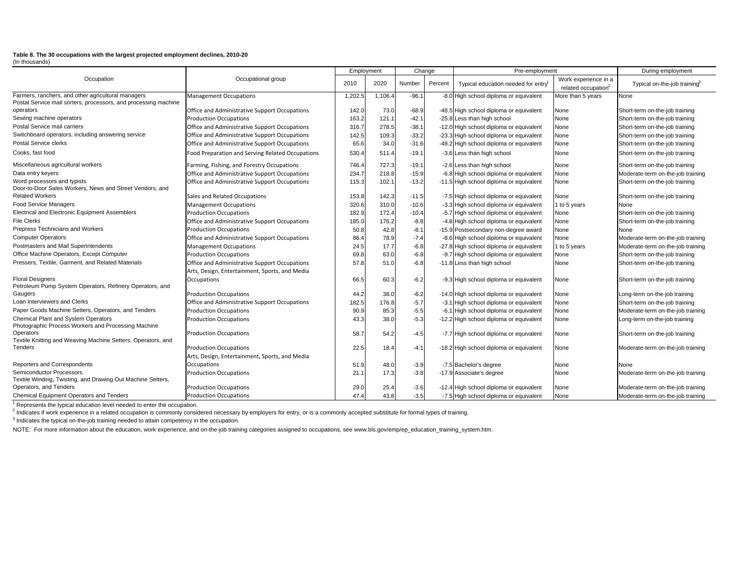**Table 8. The 30 occupations with the largest projected employment declines, 2010-20**
(In thousands)

| Occupation | Occupational group | Employment | | Change | | Pre-employment | | During employment |
|---|---|---|---|---|---|---|---|---|
| | | 2010 | 2020 | Number | Percent | Typical education needed for entry[1] | Work experience in a related occupation[2] | Typical on-the-job training[3] |
| Farmers, ranchers, and other agricultural managers | Management Occupations | 1,202.5 | 1,106.4 | -96.1 | -8.0 | High school diploma or equivalent | More than 5 years | None |
| Postal Service mail sorters, processors, and processing machine operators | Office and Administrative Support Occupations | 142.0 | 73.0 | -68.9 | -48.5 | High school diploma or equivalent | None | Short-term on-the-job training |
| Sewing machine operators | Production Occupations | 163.2 | 121.1 | -42.1 | -25.8 | Less than high school | None | Short-term on-the-job training |
| Postal Service mail carriers | Office and Administrative Support Occupations | 316.7 | 278.5 | -38.1 | -12.0 | High school diploma or equivalent | None | Short-term on-the-job training |
| Switchboard operators, including answering service | Office and Administrative Support Occupations | 142.5 | 109.3 | -33.2 | -23.3 | High school diploma or equivalent | None | Short-term on-the-job training |
| Postal Service clerks | Office and Administrative Support Occupations | 65.6 | 34.0 | -31.6 | -48.2 | High school diploma or equivalent | None | Short-term on-the-job training |
| Cooks, fast food | Food Preparation and Serving Related Occupations | 530.4 | 511.4 | -19.1 | -3.6 | Less than high school | None | Short-term on-the-job training |
| Miscellaneous agricultural workers | Farming, Fishing, and Forestry Occupations | 746.4 | 727.3 | -19.1 | -2.6 | Less than high school | None | Short-term on-the-job training |
| Data entry keyers | Office and Administrative Support Occupations | 234.7 | 218.8 | -15.9 | -6.8 | High school diploma or equivalent | None | Moderate-term on-the-job training |
| Word processors and typists | Office and Administrative Support Occupations | 115.3 | 102.1 | -13.2 | -11.5 | High school diploma or equivalent | None | Short-term on-the-job training |
| Door-to-Door Sales Workers, News and Street Vendors, and Related Workers | Sales and Related Occupations | 153.8 | 142.3 | -11.5 | -7.5 | High school diploma or equivalent | None | Short-term on-the-job training |
| Food Service Managers | Management Occupations | 320.6 | 310.0 | -10.6 | -3.3 | High school diploma or equivalent | 1 to 5 years | None |
| Electrical and Electronic Equipment Assemblers | Production Occupations | 182.9 | 172.4 | -10.4 | -5.7 | High school diploma or equivalent | None | Short-term on-the-job training |
| File Clerks | Office and Administrative Support Occupations | 185.0 | 176.2 | -8.8 | -4.8 | High school diploma or equivalent | None | Short-term on-the-job training |
| Prepress Technicians and Workers | Production Occupations | 50.8 | 42.8 | -8.1 | -15.9 | Postsecondary non-degree award | None | None |
| Computer Operators | Office and Administrative Support Occupations | 86.4 | 78.9 | -7.4 | -8.6 | High school diploma or equivalent | None | Moderate-term on-the-job training |
| Postmasters and Mail Superintendents | Management Occupations | 24.5 | 17.7 | -6.8 | -27.8 | High school diploma or equivalent | 1 to 5 years | Moderate-term on-the-job training |
| Office Machine Operators, Except Computer | Production Occupations | 69.8 | 63.0 | -6.8 | -9.7 | High school diploma or equivalent | None | Short-term on-the-job training |
| Pressers, Textile, Garment, and Related Materials | Office and Administrative Support Occupations | 57.8 | 51.0 | -6.8 | -11.8 | Less than high school | None | Short-term on-the-job training |
| Floral Designers | Arts, Design, Entertainment, Sports, and Media Occupations | 66.5 | 60.3 | -6.2 | -9.3 | High school diploma or equivalent | None | Short-term on-the-job training |
| Petroleum Pump System Operators, Refinery Operators, and Gaugers | Production Occupations | 44.2 | 38.0 | -6.2 | -14.0 | High school diploma or equivalent | None | Long-term on-the-job training |
| Loan Interviewers and Clerks | Office and Administrative Support Occupations | 182.5 | 176.8 | -5.7 | -3.1 | High school diploma or equivalent | None | Short-term on-the-job training |
| Paper Goods Machine Setters, Operators, and Tenders | Production Occupations | 90.9 | 85.3 | -5.5 | -6.1 | High school diploma or equivalent | None | Moderate-term on-the-job training |
| Chemical Plant and System Operators | Production Occupations | 43.3 | 38.0 | -5.3 | -12.2 | High school diploma or equivalent | None | Long-term on-the-job training |
| Photographic Process Workers and Processing Machine Operators | Production Occupations | 58.7 | 54.2 | -4.5 | -7.7 | High school diploma or equivalent | None | Short-term on-the-job training |
| Textile Knitting and Weaving Machine Setters, Operators, and Tenders | Production Occupations | 22.5 | 18.4 | -4.1 | -18.2 | High school diploma or equivalent | None | Moderate-term on-the-job training |
| Reporters and Correspondents | Arts, Design, Entertainment, Sports, and Media Occupations | 51.9 | 48.0 | -3.9 | -7.5 | Bachelor's degree | None | None |
| Semiconductor Processors | Production Occupations | 21.1 | 17.3 | -3.8 | -17.9 | Associate's degree | None | Moderate-term on-the-job training |
| Textile Winding, Twisting, and Drawing Out Machine Setters, Operators, and Tenders | Production Occupations | 29.0 | 25.4 | -3.6 | -12.4 | High school diploma or equivalent | None | Moderate-term on-the-job training |
| Chemical Equipment Operators and Tenders | Production Occupations | 47.4 | 43.8 | -3.5 | -7.5 | High school diploma or equivalent | None | Moderate-term on-the-job training |

[1] Represents the typical education level needed to enter the occupation.

[2] Indicates if work experience in a related occupation is commonly considered necessary by employers for entry, or is a commonly accepted substitute for formal types of training.

[3] Indicates the typical on-the-job training needed to attain competency in the occupation.

NOTE: For more information about the education, work experience, and on-the-job training categories assigned to occupations, see www.bls.gov/emp/ep_education_training_system.htm.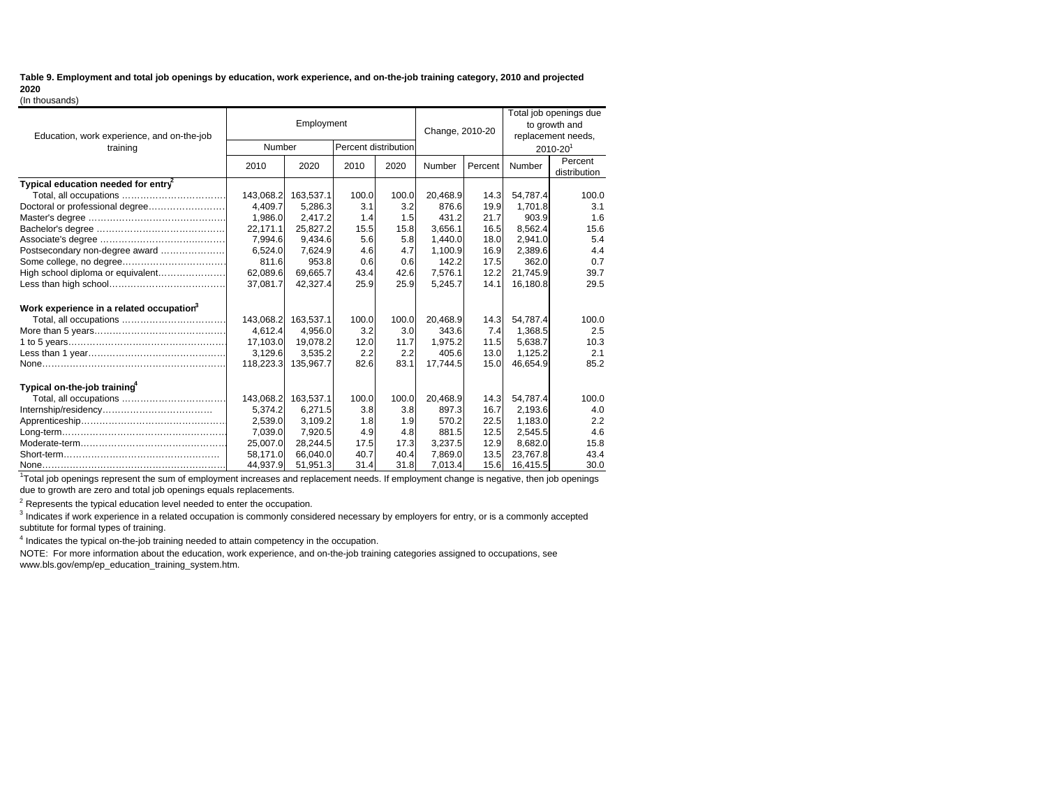**Table 9. Employment and total job openings by education, work experience, and on-the-job training category, 2010 and projected 2020**
(In thousands)

| Education, work experience, and on-the-job training | Employment | | | | Change, 2010-20 | | Total job openings due to growth and replacement needs, 2010-20[1] | |
|---|---|---|---|---|---|---|---|---|
| | Number | | Percent distribution | | | | | |
| | 2010 | 2020 | 2010 | 2020 | Number | Percent | Number | Percent distribution |
| **Typical education needed for entry[2]** | | | | | | | | |
| Total, all occupations | 143,068.2 | 163,537.1 | 100.0 | 100.0 | 20,468.9 | 14.3 | 54,787.4 | 100.0 |
| Doctoral or professional degree | 4,409.7 | 5,286.3 | 3.1 | 3.2 | 876.6 | 19.9 | 1,701.8 | 3.1 |
| Master's degree | 1,986.0 | 2,417.2 | 1.4 | 1.5 | 431.2 | 21.7 | 903.9 | 1.6 |
| Bachelor's degree | 22,171.1 | 25,827.2 | 15.5 | 15.8 | 3,656.1 | 16.5 | 8,562.4 | 15.6 |
| Associate's degree | 7,994.6 | 9,434.6 | 5.6 | 5.8 | 1,440.0 | 18.0 | 2,941.0 | 5.4 |
| Postsecondary non-degree award | 6,524.0 | 7,624.9 | 4.6 | 4.7 | 1,100.9 | 16.9 | 2,389.6 | 4.4 |
| Some college, no degree | 811.6 | 953.8 | 0.6 | 0.6 | 142.2 | 17.5 | 362.0 | 0.7 |
| High school diploma or equivalent | 62,089.6 | 69,665.7 | 43.4 | 42.6 | 7,576.1 | 12.2 | 21,745.9 | 39.7 |
| Less than high school | 37,081.7 | 42,327.4 | 25.9 | 25.9 | 5,245.7 | 14.1 | 16,180.8 | 29.5 |
| **Work experience in a related occupation[3]** | | | | | | | | |
| Total, all occupations | 143,068.2 | 163,537.1 | 100.0 | 100.0 | 20,468.9 | 14.3 | 54,787.4 | 100.0 |
| More than 5 years | 4,612.4 | 4,956.0 | 3.2 | 3.0 | 343.6 | 7.4 | 1,368.5 | 2.5 |
| 1 to 5 years | 17,103.0 | 19,078.2 | 12.0 | 11.7 | 1,975.2 | 11.5 | 5,638.7 | 10.3 |
| Less than 1 year | 3,129.6 | 3,535.2 | 2.2 | 2.2 | 405.6 | 13.0 | 1,125.2 | 2.1 |
| None | 118,223.3 | 135,967.7 | 82.6 | 83.1 | 17,744.5 | 15.0 | 46,654.9 | 85.2 |
| **Typical on-the-job training[4]** | | | | | | | | |
| Total, all occupations | 143,068.2 | 163,537.1 | 100.0 | 100.0 | 20,468.9 | 14.3 | 54,787.4 | 100.0 |
| Internship/residency | 5,374.2 | 6,271.5 | 3.8 | 3.8 | 897.3 | 16.7 | 2,193.6 | 4.0 |
| Apprenticeship | 2,539.0 | 3,109.2 | 1.8 | 1.9 | 570.2 | 22.5 | 1,183.0 | 2.2 |
| Long-term | 7,039.0 | 7,920.5 | 4.9 | 4.8 | 881.5 | 12.5 | 2,545.5 | 4.6 |
| Moderate-term | 25,007.0 | 28,244.5 | 17.5 | 17.3 | 3,237.5 | 12.9 | 8,682.0 | 15.8 |
| Short-term | 58,171.0 | 66,040.0 | 40.7 | 40.4 | 7,869.0 | 13.5 | 23,767.8 | 43.4 |
| None | 44,937.9 | 51,951.3 | 31.4 | 31.8 | 7,013.4 | 15.6 | 16,415.5 | 30.0 |

[1] Total job openings represent the sum of employment increases and replacement needs. If employment change is negative, then job openings due to growth are zero and total job openings equals replacements.

[2] Represents the typical education level needed to enter the occupation.

[3] Indicates if work experience in a related occupation is commonly considered necessary by employers for entry, or is a commonly accepted subtitute for formal types of training.

[4] Indicates the typical on-the-job training needed to attain competency in the occupation.

NOTE: For more information about the education, work experience, and on-the-job training categories assigned to occupations, see www.bls.gov/emp/ep_education_training_system.htm.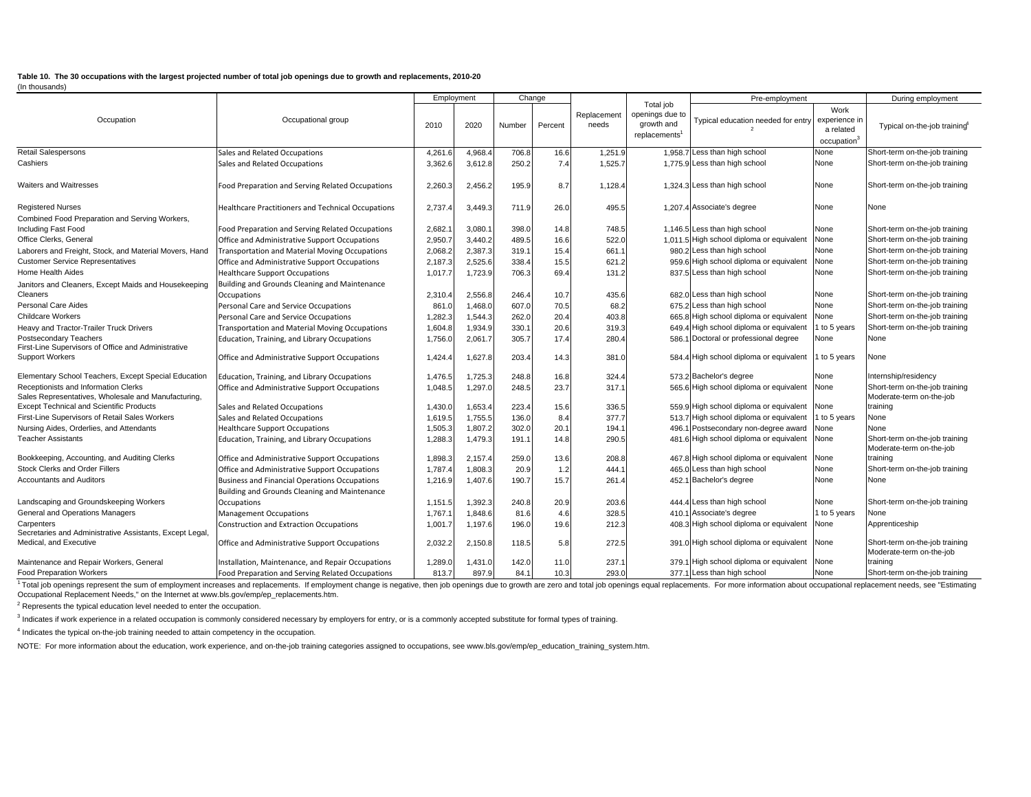**Table 10. The 30 occupations with the largest projected number of total job openings due to growth and replacements, 2010-20**
(In thousands)

| Occupation | Occupational group | Employment | | Change | | Replacement needs | Total job openings due to growth and replacements[1] | Pre-employment | | During employment |
|---|---|---|---|---|---|---|---|---|---|---|
| | | 2010 | 2020 | Number | Percent | | | Typical education needed for entry[2] | Work experience in a related occupation[3] | Typical on-the-job training[4] |
| Retail Salespersons | Sales and Related Occupations | 4,261.6 | 4,968.4 | 706.8 | 16.6 | 1,251.9 | 1,958.7 | Less than high school | None | Short-term on-the-job training |
| Cashiers | Sales and Related Occupations | 3,362.6 | 3,612.8 | 250.2 | 7.4 | 1,525.7 | 1,775.9 | Less than high school | None | Short-term on-the-job training |
| Waiters and Waitresses | Food Preparation and Serving Related Occupations | 2,260.3 | 2,456.2 | 195.9 | 8.7 | 1,128.4 | 1,324.3 | Less than high school | None | Short-term on-the-job training |
| Registered Nurses | Healthcare Practitioners and Technical Occupations | 2,737.4 | 3,449.3 | 711.9 | 26.0 | 495.5 | 1,207.4 | Associate's degree | None | None |
| Combined Food Preparation and Serving Workers, Including Fast Food | Food Preparation and Serving Related Occupations | 2,682.1 | 3,080.1 | 398.0 | 14.8 | 748.5 | 1,146.5 | Less than high school | None | Short-term on-the-job training |
| Office Clerks, General | Office and Administrative Support Occupations | 2,950.7 | 3,440.2 | 489.5 | 16.6 | 522.0 | 1,011.5 | High school diploma or equivalent | None | Short-term on-the-job training |
| Laborers and Freight, Stock, and Material Movers, Hand | Transportation and Material Moving Occupations | 2,068.2 | 2,387.3 | 319.1 | 15.4 | 661.1 | 980.2 | Less than high school | None | Short-term on-the-job training |
| Customer Service Representatives | Office and Administrative Support Occupations | 2,187.3 | 2,525.6 | 338.4 | 15.5 | 621.2 | 959.6 | High school diploma or equivalent | None | Short-term on-the-job training |
| Home Health Aides | Healthcare Support Occupations | 1,017.7 | 1,723.9 | 706.3 | 69.4 | 131.2 | 837.5 | Less than high school | None | Short-term on-the-job training |
| Janitors and Cleaners, Except Maids and Housekeeping Cleaners | Building and Grounds Cleaning and Maintenance Occupations | 2,310.4 | 2,556.8 | 246.4 | 10.7 | 435.6 | 682.0 | Less than high school | None | Short-term on-the-job training |
| Personal Care Aides | Personal Care and Service Occupations | 861.0 | 1,468.0 | 607.0 | 70.5 | 68.2 | 675.2 | Less than high school | None | Short-term on-the-job training |
| Childcare Workers | Personal Care and Service Occupations | 1,282.3 | 1,544.3 | 262.0 | 20.4 | 403.8 | 665.8 | High school diploma or equivalent | None | Short-term on-the-job training |
| Heavy and Tractor-Trailer Truck Drivers | Transportation and Material Moving Occupations | 1,604.8 | 1,934.9 | 330.1 | 20.6 | 319.3 | 649.4 | High school diploma or equivalent | 1 to 5 years | Short-term on-the-job training |
| Postsecondary Teachers | Education, Training, and Library Occupations | 1,756.0 | 2,061.7 | 305.7 | 17.4 | 280.4 | 586.1 | Doctoral or professional degree | None | None |
| First-Line Supervisors of Office and Administrative Support Workers | Office and Administrative Support Occupations | 1,424.4 | 1,627.8 | 203.4 | 14.3 | 381.0 | 584.4 | High school diploma or equivalent | 1 to 5 years | None |
| Elementary School Teachers, Except Special Education | Education, Training, and Library Occupations | 1,476.5 | 1,725.3 | 248.8 | 16.8 | 324.4 | 573.2 | Bachelor's degree | None | Internship/residency |
| Receptionists and Information Clerks | Office and Administrative Support Occupations | 1,048.5 | 1,297.0 | 248.5 | 23.7 | 317.1 | 565.6 | High school diploma or equivalent | None | Short-term on-the-job training |
| Sales Representatives, Wholesale and Manufacturing, Except Technical and Scientific Products | Sales and Related Occupations | 1,430.0 | 1,653.4 | 223.4 | 15.6 | 336.5 | 559.9 | High school diploma or equivalent | None | Moderate-term on-the-job training |
| First-Line Supervisors of Retail Sales Workers | Sales and Related Occupations | 1,619.5 | 1,755.5 | 136.0 | 8.4 | 377.7 | 513.7 | High school diploma or equivalent | 1 to 5 years | None |
| Nursing Aides, Orderlies, and Attendants | Healthcare Support Occupations | 1,505.3 | 1,807.2 | 302.0 | 20.1 | 194.1 | 496.1 | Postsecondary non-degree award | None | None |
| Teacher Assistants | Education, Training, and Library Occupations | 1,288.3 | 1,479.3 | 191.1 | 14.8 | 290.5 | 481.6 | High school diploma or equivalent | None | Short-term on-the-job training |
| Bookkeeping, Accounting, and Auditing Clerks | Office and Administrative Support Occupations | 1,898.3 | 2,157.4 | 259.0 | 13.6 | 208.8 | 467.8 | High school diploma or equivalent | None | Moderate-term on-the-job training |
| Stock Clerks and Order Fillers | Office and Administrative Support Occupations | 1,787.4 | 1,808.3 | 20.9 | 1.2 | 444.1 | 465.0 | Less than high school | None | Short-term on-the-job training |
| Accountants and Auditors | Business and Financial Operations Occupations | 1,216.9 | 1,407.6 | 190.7 | 15.7 | 261.4 | 452.1 | Bachelor's degree | None | None |
| Landscaping and Groundskeeping Workers | Building and Grounds Cleaning and Maintenance Occupations | 1,151.5 | 1,392.3 | 240.8 | 20.9 | 203.6 | 444.4 | Less than high school | None | Short-term on-the-job training |
| General and Operations Managers | Management Occupations | 1,767.1 | 1,848.6 | 81.6 | 4.6 | 328.5 | 410.1 | Associate's degree | 1 to 5 years | None |
| Carpenters | Construction and Extraction Occupations | 1,001.7 | 1,197.6 | 196.0 | 19.6 | 212.3 | 408.3 | High school diploma or equivalent | None | Apprenticeship |
| Secretaries and Administrative Assistants, Except Legal, Medical, and Executive | Office and Administrative Support Occupations | 2,032.2 | 2,150.8 | 118.5 | 5.8 | 272.5 | 391.0 | High school diploma or equivalent | None | Short-term on-the-job training |
| Maintenance and Repair Workers, General | Installation, Maintenance, and Repair Occupations | 1,289.0 | 1,431.0 | 142.0 | 11.0 | 237.1 | 379.1 | High school diploma or equivalent | None | Moderate-term on-the-job training |
| Food Preparation Workers | Food Preparation and Serving Related Occupations | 813.7 | 897.9 | 84.1 | 10.3 | 293.0 | 377.1 | Less than high school | None | Short-term on-the-job training |

[1] Total job openings represent the sum of employment increases and replacements. If employment change is negative, then job openings due to growth are zero and total job openings equal replacements. For more information about occupational replacement needs, see "Estimating Occupational Replacement Needs," on the Internet at www.bls.gov/emp/ep_replacements.htm.

[2] Represents the typical education level needed to enter the occupation.

[3] Indicates if work experience in a related occupation is commonly considered necessary by employers for entry, or is a commonly accepted substitute for formal types of training.

[4] Indicates the typical on-the-job training needed to attain competency in the occupation.

NOTE: For more information about the education, work experience, and on-the-job training categories assigned to occupations, see www.bls.gov/emp/ep_education_training_system.htm.